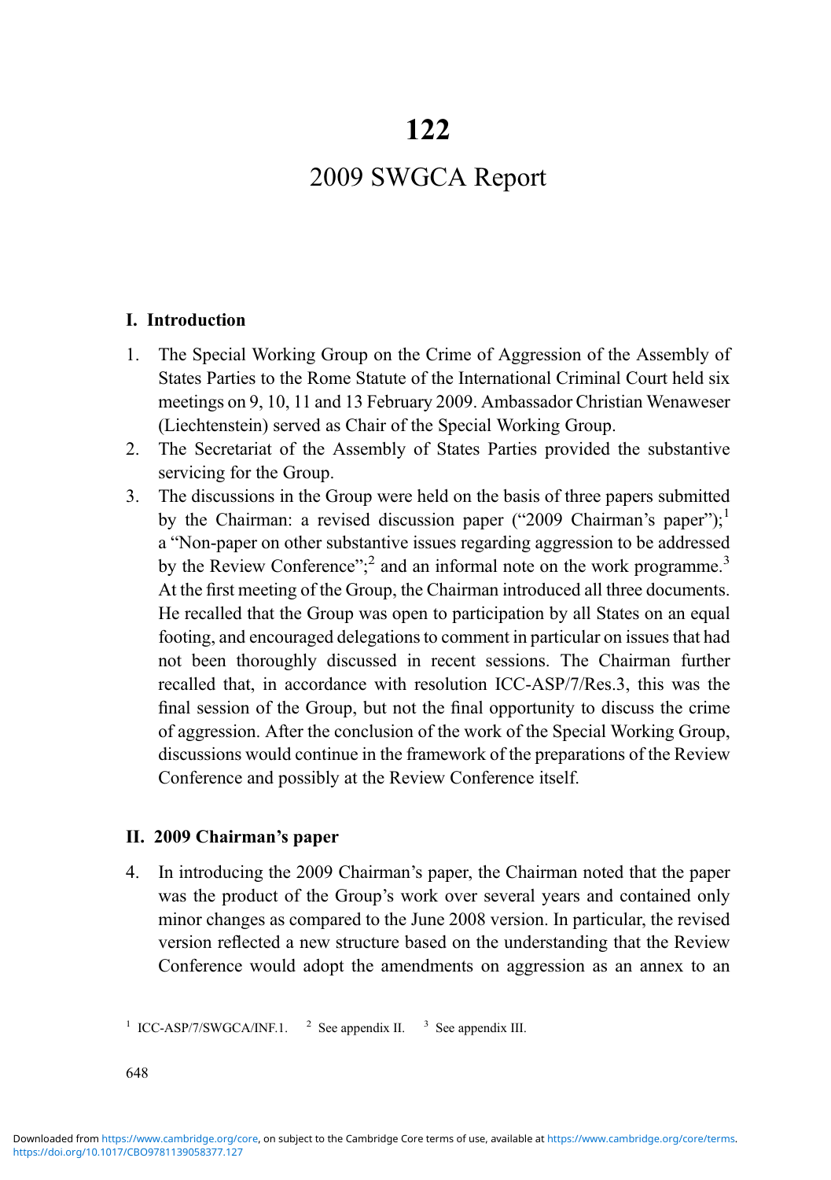# 122

# 2009 SWGCA Report

## I. Introduction

1. The Special Working Group on the Crime of Aggression of the Assembly of States Parties to the Rome Statute of the International Criminal Court held six meetings on 9, 10, 11 and 13 February 2009. Ambassador Christian Wenaweser (Liechtenstein) served as Chair of the Special Working Group.
2. The Secretariat of the Assembly of States Parties provided the substantive servicing for the Group.
3. The discussions in the Group were held on the basis of three papers submitted by the Chairman: a revised discussion paper ("2009 Chairman's paper");[1] a "Non-paper on other substantive issues regarding aggression to be addressed by the Review Conference";[2] and an informal note on the work programme.[3] At the first meeting of the Group, the Chairman introduced all three documents. He recalled that the Group was open to participation by all States on an equal footing, and encouraged delegations to comment in particular on issues that had not been thoroughly discussed in recent sessions. The Chairman further recalled that, in accordance with resolution ICC-ASP/7/Res.3, this was the final session of the Group, but not the final opportunity to discuss the crime of aggression. After the conclusion of the work of the Special Working Group, discussions would continue in the framework of the preparations of the Review Conference and possibly at the Review Conference itself.

## II. 2009 Chairman's paper

4. In introducing the 2009 Chairman's paper, the Chairman noted that the paper was the product of the Group's work over several years and contained only minor changes as compared to the June 2008 version. In particular, the revised version reflected a new structure based on the understanding that the Review Conference would adopt the amendments on aggression as an annex to an

[1] ICC-ASP/7/SWGCA/INF.1. [2] See appendix II. [3] See appendix III.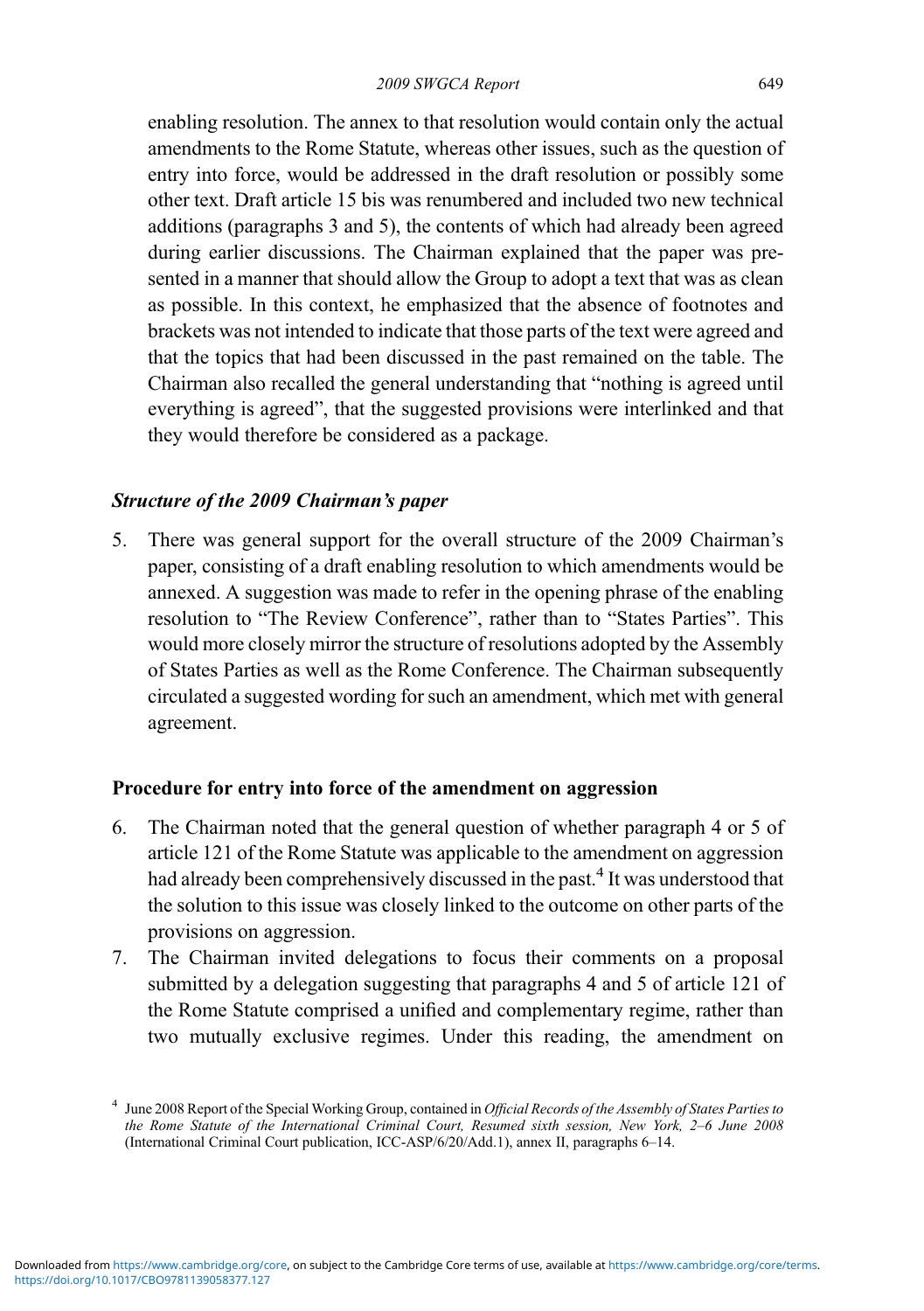enabling resolution. The annex to that resolution would contain only the actual amendments to the Rome Statute, whereas other issues, such as the question of entry into force, would be addressed in the draft resolution or possibly some other text. Draft article 15 bis was renumbered and included two new technical additions (paragraphs 3 and 5), the contents of which had already been agreed during earlier discussions. The Chairman explained that the paper was presented in a manner that should allow the Group to adopt a text that was as clean as possible. In this context, he emphasized that the absence of footnotes and brackets was not intended to indicate that those parts of the text were agreed and that the topics that had been discussed in the past remained on the table. The Chairman also recalled the general understanding that "nothing is agreed until everything is agreed", that the suggested provisions were interlinked and that they would therefore be considered as a package.

### *Structure of the 2009 Chairman's paper*

5. There was general support for the overall structure of the 2009 Chairman's paper, consisting of a draft enabling resolution to which amendments would be annexed. A suggestion was made to refer in the opening phrase of the enabling resolution to "The Review Conference", rather than to "States Parties". This would more closely mirror the structure of resolutions adopted by the Assembly of States Parties as well as the Rome Conference. The Chairman subsequently circulated a suggested wording for such an amendment, which met with general agreement.

## Procedure for entry into force of the amendment on aggression

6. The Chairman noted that the general question of whether paragraph 4 or 5 of article 121 of the Rome Statute was applicable to the amendment on aggression had already been comprehensively discussed in the past.[4] It was understood that the solution to this issue was closely linked to the outcome on other parts of the provisions on aggression.
7. The Chairman invited delegations to focus their comments on a proposal submitted by a delegation suggesting that paragraphs 4 and 5 of article 121 of the Rome Statute comprised a unified and complementary regime, rather than two mutually exclusive regimes. Under this reading, the amendment on

[4] June 2008 Report of the Special Working Group, contained in *Official Records of the Assembly of States Parties to the Rome Statute of the International Criminal Court, Resumed sixth session, New York, 2–6 June 2008* (International Criminal Court publication, ICC-ASP/6/20/Add.1), annex II, paragraphs 6–14.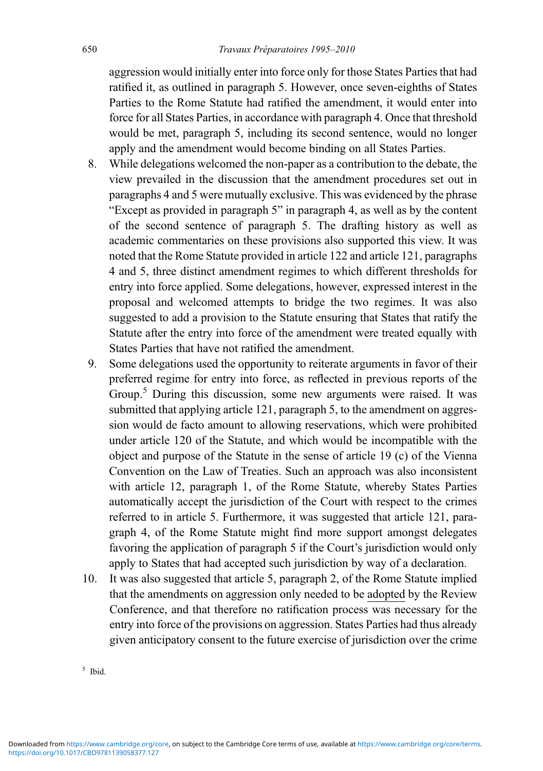aggression would initially enter into force only for those States Parties that had ratified it, as outlined in paragraph 5. However, once seven-eighths of States Parties to the Rome Statute had ratified the amendment, it would enter into force for all States Parties, in accordance with paragraph 4. Once that threshold would be met, paragraph 5, including its second sentence, would no longer apply and the amendment would become binding on all States Parties.

8. While delegations welcomed the non-paper as a contribution to the debate, the view prevailed in the discussion that the amendment procedures set out in paragraphs 4 and 5 were mutually exclusive. This was evidenced by the phrase "Except as provided in paragraph 5" in paragraph 4, as well as by the content of the second sentence of paragraph 5. The drafting history as well as academic commentaries on these provisions also supported this view. It was noted that the Rome Statute provided in article 122 and article 121, paragraphs 4 and 5, three distinct amendment regimes to which different thresholds for entry into force applied. Some delegations, however, expressed interest in the proposal and welcomed attempts to bridge the two regimes. It was also suggested to add a provision to the Statute ensuring that States that ratify the Statute after the entry into force of the amendment were treated equally with States Parties that have not ratified the amendment.

9. Some delegations used the opportunity to reiterate arguments in favor of their preferred regime for entry into force, as reflected in previous reports of the Group.[5] During this discussion, some new arguments were raised. It was submitted that applying article 121, paragraph 5, to the amendment on aggression would de facto amount to allowing reservations, which were prohibited under article 120 of the Statute, and which would be incompatible with the object and purpose of the Statute in the sense of article 19 (c) of the Vienna Convention on the Law of Treaties. Such an approach was also inconsistent with article 12, paragraph 1, of the Rome Statute, whereby States Parties automatically accept the jurisdiction of the Court with respect to the crimes referred to in article 5. Furthermore, it was suggested that article 121, paragraph 4, of the Rome Statute might find more support amongst delegates favoring the application of paragraph 5 if the Court's jurisdiction would only apply to States that had accepted such jurisdiction by way of a declaration.

10. It was also suggested that article 5, paragraph 2, of the Rome Statute implied that the amendments on aggression only needed to be <u>adopted</u> by the Review Conference, and that therefore no ratification process was necessary for the entry into force of the provisions on aggression. States Parties had thus already given anticipatory consent to the future exercise of jurisdiction over the crime

[5] Ibid.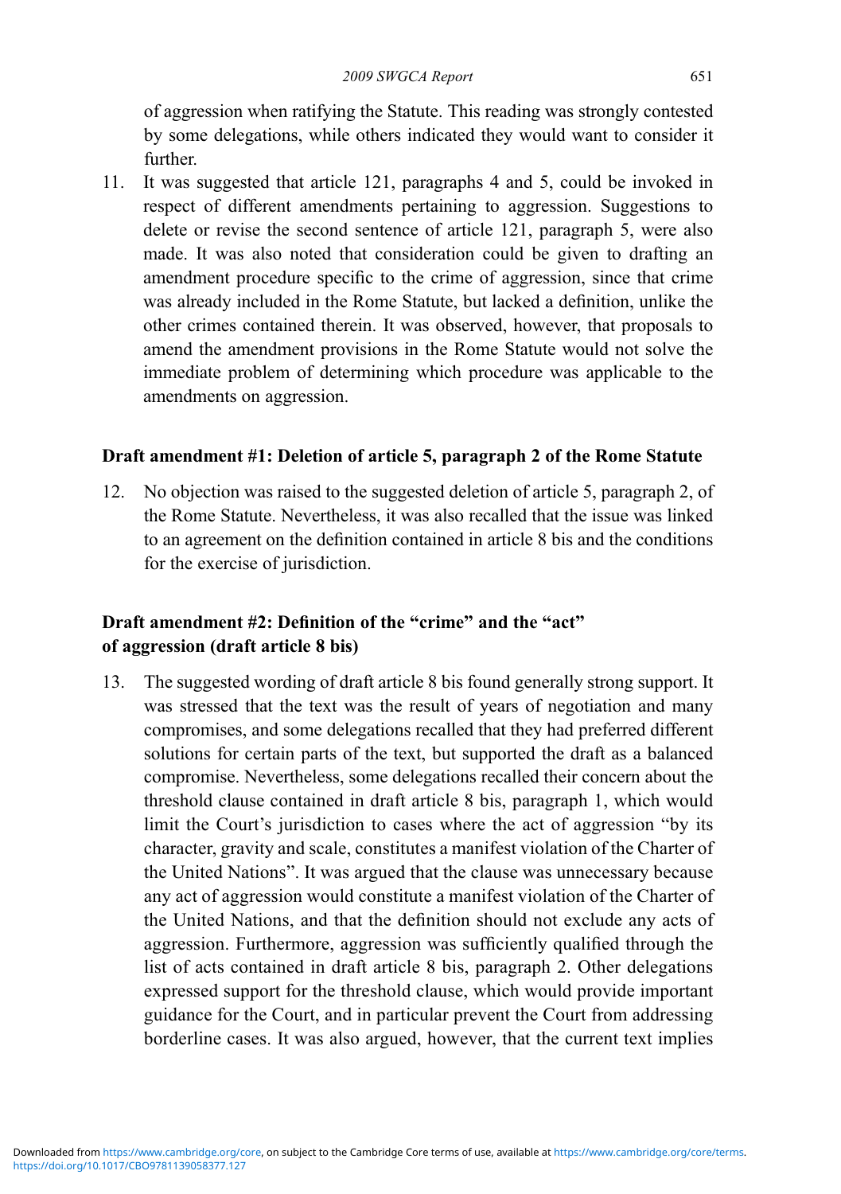of aggression when ratifying the Statute. This reading was strongly contested by some delegations, while others indicated they would want to consider it further.

11. It was suggested that article 121, paragraphs 4 and 5, could be invoked in respect of different amendments pertaining to aggression. Suggestions to delete or revise the second sentence of article 121, paragraph 5, were also made. It was also noted that consideration could be given to drafting an amendment procedure specific to the crime of aggression, since that crime was already included in the Rome Statute, but lacked a definition, unlike the other crimes contained therein. It was observed, however, that proposals to amend the amendment provisions in the Rome Statute would not solve the immediate problem of determining which procedure was applicable to the amendments on aggression.

### Draft amendment #1: Deletion of article 5, paragraph 2 of the Rome Statute

12. No objection was raised to the suggested deletion of article 5, paragraph 2, of the Rome Statute. Nevertheless, it was also recalled that the issue was linked to an agreement on the definition contained in article 8 bis and the conditions for the exercise of jurisdiction.

### Draft amendment #2: Definition of the "crime" and the "act" of aggression (draft article 8 bis)

13. The suggested wording of draft article 8 bis found generally strong support. It was stressed that the text was the result of years of negotiation and many compromises, and some delegations recalled that they had preferred different solutions for certain parts of the text, but supported the draft as a balanced compromise. Nevertheless, some delegations recalled their concern about the threshold clause contained in draft article 8 bis, paragraph 1, which would limit the Court's jurisdiction to cases where the act of aggression "by its character, gravity and scale, constitutes a manifest violation of the Charter of the United Nations". It was argued that the clause was unnecessary because any act of aggression would constitute a manifest violation of the Charter of the United Nations, and that the definition should not exclude any acts of aggression. Furthermore, aggression was sufficiently qualified through the list of acts contained in draft article 8 bis, paragraph 2. Other delegations expressed support for the threshold clause, which would provide important guidance for the Court, and in particular prevent the Court from addressing borderline cases. It was also argued, however, that the current text implies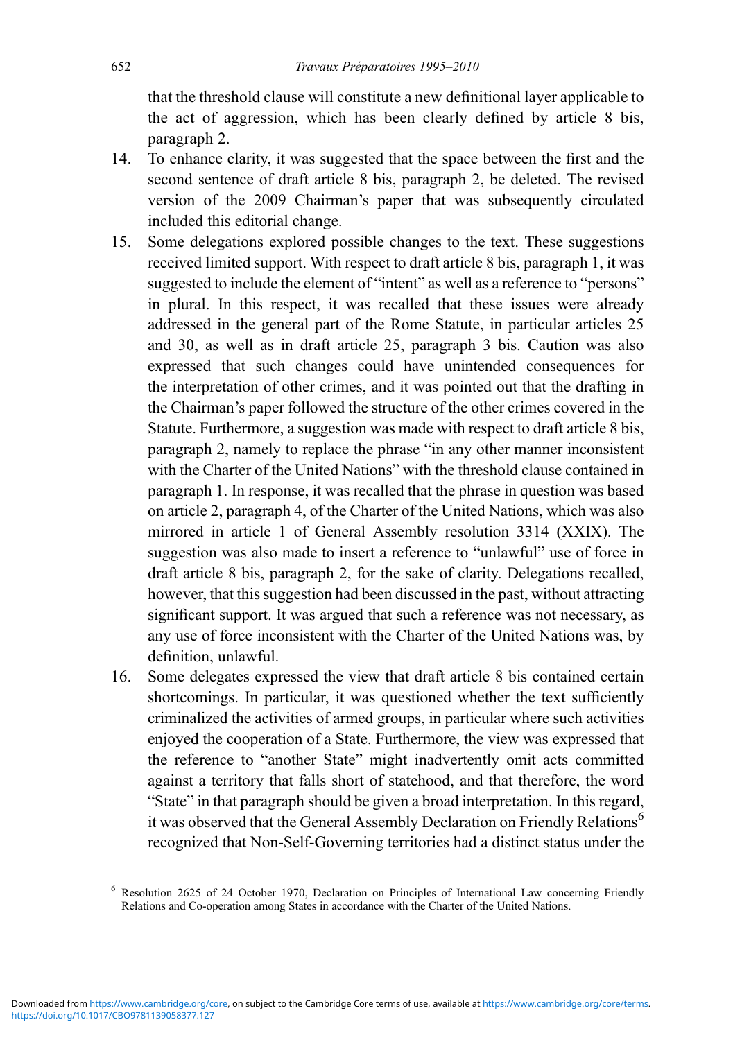that the threshold clause will constitute a new definitional layer applicable to the act of aggression, which has been clearly defined by article 8 bis, paragraph 2.

14. To enhance clarity, it was suggested that the space between the first and the second sentence of draft article 8 bis, paragraph 2, be deleted. The revised version of the 2009 Chairman's paper that was subsequently circulated included this editorial change.

15. Some delegations explored possible changes to the text. These suggestions received limited support. With respect to draft article 8 bis, paragraph 1, it was suggested to include the element of "intent" as well as a reference to "persons" in plural. In this respect, it was recalled that these issues were already addressed in the general part of the Rome Statute, in particular articles 25 and 30, as well as in draft article 25, paragraph 3 bis. Caution was also expressed that such changes could have unintended consequences for the interpretation of other crimes, and it was pointed out that the drafting in the Chairman's paper followed the structure of the other crimes covered in the Statute. Furthermore, a suggestion was made with respect to draft article 8 bis, paragraph 2, namely to replace the phrase "in any other manner inconsistent with the Charter of the United Nations" with the threshold clause contained in paragraph 1. In response, it was recalled that the phrase in question was based on article 2, paragraph 4, of the Charter of the United Nations, which was also mirrored in article 1 of General Assembly resolution 3314 (XXIX). The suggestion was also made to insert a reference to "unlawful" use of force in draft article 8 bis, paragraph 2, for the sake of clarity. Delegations recalled, however, that this suggestion had been discussed in the past, without attracting significant support. It was argued that such a reference was not necessary, as any use of force inconsistent with the Charter of the United Nations was, by definition, unlawful.

16. Some delegates expressed the view that draft article 8 bis contained certain shortcomings. In particular, it was questioned whether the text sufficiently criminalized the activities of armed groups, in particular where such activities enjoyed the cooperation of a State. Furthermore, the view was expressed that the reference to "another State" might inadvertently omit acts committed against a territory that falls short of statehood, and that therefore, the word "State" in that paragraph should be given a broad interpretation. In this regard, it was observed that the General Assembly Declaration on Friendly Relations[6] recognized that Non-Self-Governing territories had a distinct status under the

[6] Resolution 2625 of 24 October 1970, Declaration on Principles of International Law concerning Friendly Relations and Co-operation among States in accordance with the Charter of the United Nations.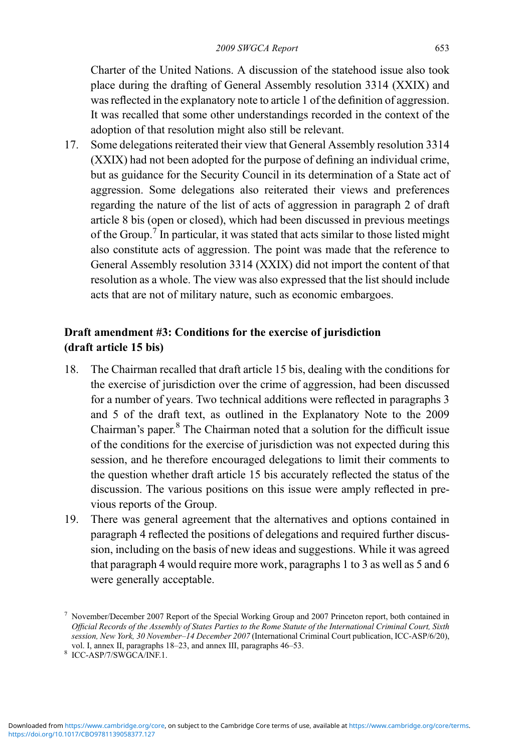Charter of the United Nations. A discussion of the statehood issue also took place during the drafting of General Assembly resolution 3314 (XXIX) and was reflected in the explanatory note to article 1 of the definition of aggression. It was recalled that some other understandings recorded in the context of the adoption of that resolution might also still be relevant.

17. Some delegations reiterated their view that General Assembly resolution 3314 (XXIX) had not been adopted for the purpose of defining an individual crime, but as guidance for the Security Council in its determination of a State act of aggression. Some delegations also reiterated their views and preferences regarding the nature of the list of acts of aggression in paragraph 2 of draft article 8 bis (open or closed), which had been discussed in previous meetings of the Group.[7] In particular, it was stated that acts similar to those listed might also constitute acts of aggression. The point was made that the reference to General Assembly resolution 3314 (XXIX) did not import the content of that resolution as a whole. The view was also expressed that the list should include acts that are not of military nature, such as economic embargoes.

### Draft amendment #3: Conditions for the exercise of jurisdiction (draft article 15 bis)

18. The Chairman recalled that draft article 15 bis, dealing with the conditions for the exercise of jurisdiction over the crime of aggression, had been discussed for a number of years. Two technical additions were reflected in paragraphs 3 and 5 of the draft text, as outlined in the Explanatory Note to the 2009 Chairman's paper.[8] The Chairman noted that a solution for the difficult issue of the conditions for the exercise of jurisdiction was not expected during this session, and he therefore encouraged delegations to limit their comments to the question whether draft article 15 bis accurately reflected the status of the discussion. The various positions on this issue were amply reflected in previous reports of the Group.

19. There was general agreement that the alternatives and options contained in paragraph 4 reflected the positions of delegations and required further discussion, including on the basis of new ideas and suggestions. While it was agreed that paragraph 4 would require more work, paragraphs 1 to 3 as well as 5 and 6 were generally acceptable.

---

[7] November/December 2007 Report of the Special Working Group and 2007 Princeton report, both contained in *Official Records of the Assembly of States Parties to the Rome Statute of the International Criminal Court, Sixth session, New York, 30 November–14 December 2007* (International Criminal Court publication, ICC-ASP/6/20), vol. I, annex II, paragraphs 18–23, and annex III, paragraphs 46–53.

[8] ICC-ASP/7/SWGCA/INF.1.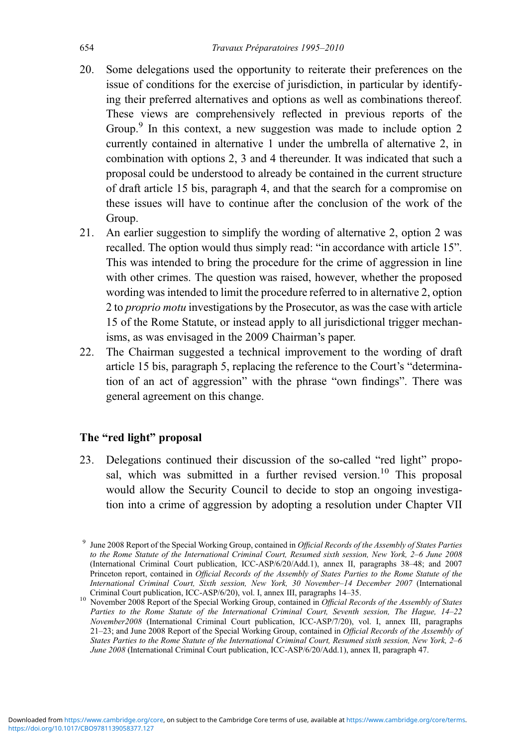20. Some delegations used the opportunity to reiterate their preferences on the issue of conditions for the exercise of jurisdiction, in particular by identifying their preferred alternatives and options as well as combinations thereof. These views are comprehensively reflected in previous reports of the Group.[9] In this context, a new suggestion was made to include option 2 currently contained in alternative 1 under the umbrella of alternative 2, in combination with options 2, 3 and 4 thereunder. It was indicated that such a proposal could be understood to already be contained in the current structure of draft article 15 bis, paragraph 4, and that the search for a compromise on these issues will have to continue after the conclusion of the work of the Group.
21. An earlier suggestion to simplify the wording of alternative 2, option 2 was recalled. The option would thus simply read: "in accordance with article 15". This was intended to bring the procedure for the crime of aggression in line with other crimes. The question was raised, however, whether the proposed wording was intended to limit the procedure referred to in alternative 2, option 2 to *proprio motu* investigations by the Prosecutor, as was the case with article 15 of the Rome Statute, or instead apply to all jurisdictional trigger mechanisms, as was envisaged in the 2009 Chairman's paper.
22. The Chairman suggested a technical improvement to the wording of draft article 15 bis, paragraph 5, replacing the reference to the Court's "determination of an act of aggression" with the phrase "own findings". There was general agreement on this change.

## The "red light" proposal

23. Delegations continued their discussion of the so-called "red light" proposal, which was submitted in a further revised version.[10] This proposal would allow the Security Council to decide to stop an ongoing investigation into a crime of aggression by adopting a resolution under Chapter VII

---

[9] June 2008 Report of the Special Working Group, contained in *Official Records of the Assembly of States Parties to the Rome Statute of the International Criminal Court, Resumed sixth session, New York, 2–6 June 2008* (International Criminal Court publication, ICC-ASP/6/20/Add.1), annex II, paragraphs 38–48; and 2007 Princeton report, contained in *Official Records of the Assembly of States Parties to the Rome Statute of the International Criminal Court, Sixth session, New York, 30 November–14 December 2007* (International Criminal Court publication, ICC-ASP/6/20), vol. I, annex III, paragraphs 14–35.

[10] November 2008 Report of the Special Working Group, contained in *Official Records of the Assembly of States Parties to the Rome Statute of the International Criminal Court, Seventh session, The Hague, 14–22 November2008* (International Criminal Court publication, ICC-ASP/7/20), vol. I, annex III, paragraphs 21–23; and June 2008 Report of the Special Working Group, contained in *Official Records of the Assembly of States Parties to the Rome Statute of the International Criminal Court, Resumed sixth session, New York, 2–6 June 2008* (International Criminal Court publication, ICC-ASP/6/20/Add.1), annex II, paragraph 47.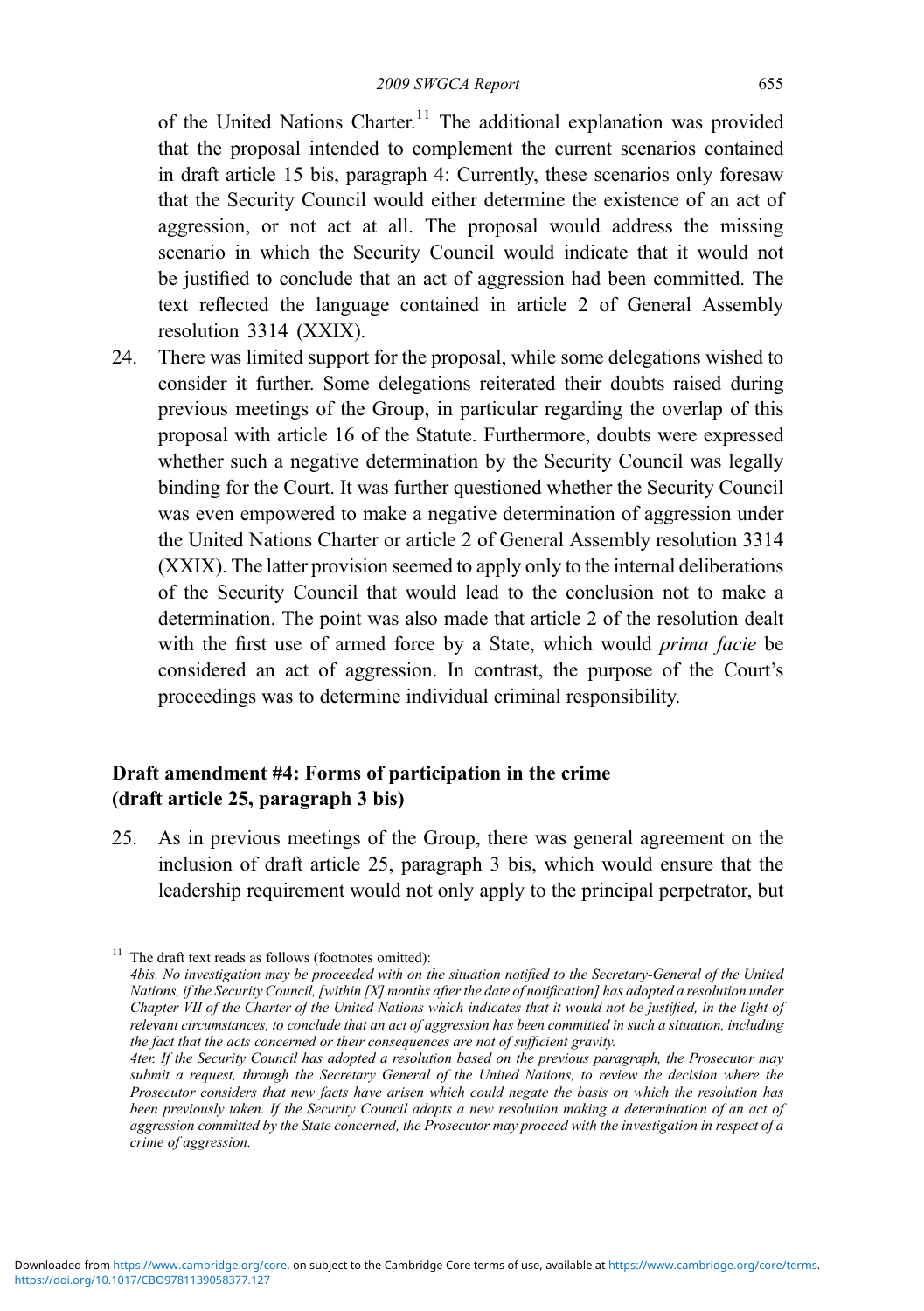of the United Nations Charter.[11] The additional explanation was provided that the proposal intended to complement the current scenarios contained in draft article 15 bis, paragraph 4: Currently, these scenarios only foresaw that the Security Council would either determine the existence of an act of aggression, or not act at all. The proposal would address the missing scenario in which the Security Council would indicate that it would not be justified to conclude that an act of aggression had been committed. The text reflected the language contained in article 2 of General Assembly resolution 3314 (XXIX).

24. There was limited support for the proposal, while some delegations wished to consider it further. Some delegations reiterated their doubts raised during previous meetings of the Group, in particular regarding the overlap of this proposal with article 16 of the Statute. Furthermore, doubts were expressed whether such a negative determination by the Security Council was legally binding for the Court. It was further questioned whether the Security Council was even empowered to make a negative determination of aggression under the United Nations Charter or article 2 of General Assembly resolution 3314 (XXIX). The latter provision seemed to apply only to the internal deliberations of the Security Council that would lead to the conclusion not to make a determination. The point was also made that article 2 of the resolution dealt with the first use of armed force by a State, which would *prima facie* be considered an act of aggression. In contrast, the purpose of the Court's proceedings was to determine individual criminal responsibility.

## Draft amendment #4: Forms of participation in the crime (draft article 25, paragraph 3 bis)

25. As in previous meetings of the Group, there was general agreement on the inclusion of draft article 25, paragraph 3 bis, which would ensure that the leadership requirement would not only apply to the principal perpetrator, but

---

[11] The draft text reads as follows (footnotes omitted):
*4bis. No investigation may be proceeded with on the situation notified to the Secretary-General of the United Nations, if the Security Council, [within [X] months after the date of notification] has adopted a resolution under Chapter VII of the Charter of the United Nations which indicates that it would not be justified, in the light of relevant circumstances, to conclude that an act of aggression has been committed in such a situation, including the fact that the acts concerned or their consequences are not of sufficient gravity.*
*4ter. If the Security Council has adopted a resolution based on the previous paragraph, the Prosecutor may submit a request, through the Secretary General of the United Nations, to review the decision where the Prosecutor considers that new facts have arisen which could negate the basis on which the resolution has been previously taken. If the Security Council adopts a new resolution making a determination of an act of aggression committed by the State concerned, the Prosecutor may proceed with the investigation in respect of a crime of aggression.*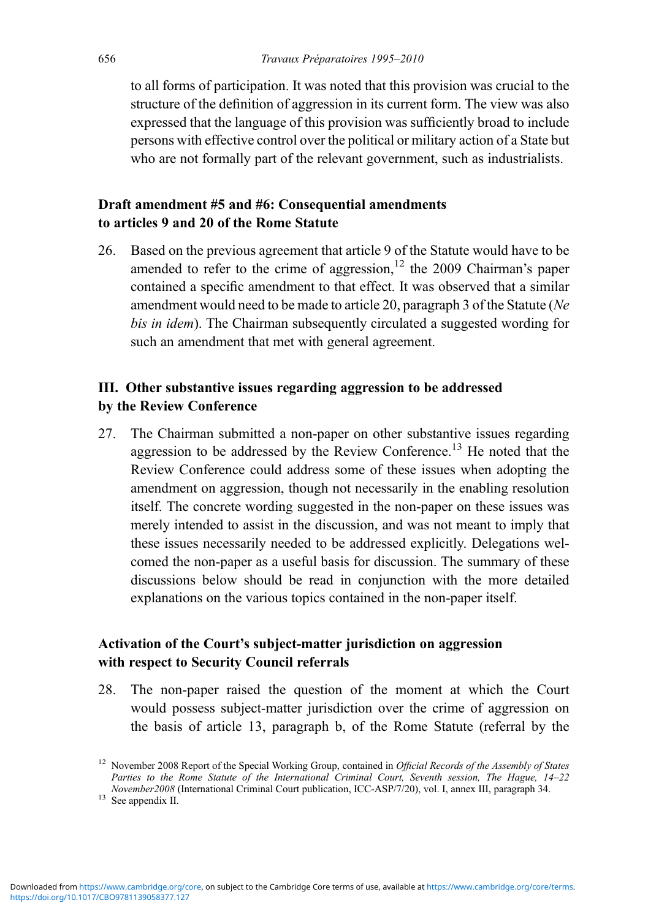to all forms of participation. It was noted that this provision was crucial to the structure of the definition of aggression in its current form. The view was also expressed that the language of this provision was sufficiently broad to include persons with effective control over the political or military action of a State but who are not formally part of the relevant government, such as industrialists.

### Draft amendment #5 and #6: Consequential amendments to articles 9 and 20 of the Rome Statute

26. Based on the previous agreement that article 9 of the Statute would have to be amended to refer to the crime of aggression,[12] the 2009 Chairman's paper contained a specific amendment to that effect. It was observed that a similar amendment would need to be made to article 20, paragraph 3 of the Statute (*Ne bis in idem*). The Chairman subsequently circulated a suggested wording for such an amendment that met with general agreement.

## III. Other substantive issues regarding aggression to be addressed by the Review Conference

27. The Chairman submitted a non-paper on other substantive issues regarding aggression to be addressed by the Review Conference.[13] He noted that the Review Conference could address some of these issues when adopting the amendment on aggression, though not necessarily in the enabling resolution itself. The concrete wording suggested in the non-paper on these issues was merely intended to assist in the discussion, and was not meant to imply that these issues necessarily needed to be addressed explicitly. Delegations welcomed the non-paper as a useful basis for discussion. The summary of these discussions below should be read in conjunction with the more detailed explanations on the various topics contained in the non-paper itself.

### Activation of the Court's subject-matter jurisdiction on aggression with respect to Security Council referrals

28. The non-paper raised the question of the moment at which the Court would possess subject-matter jurisdiction over the crime of aggression on the basis of article 13, paragraph b, of the Rome Statute (referral by the

---

[12] November 2008 Report of the Special Working Group, contained in *Official Records of the Assembly of States Parties to the Rome Statute of the International Criminal Court, Seventh session, The Hague, 14–22 November2008* (International Criminal Court publication, ICC-ASP/7/20), vol. I, annex III, paragraph 34.

[13] See appendix II.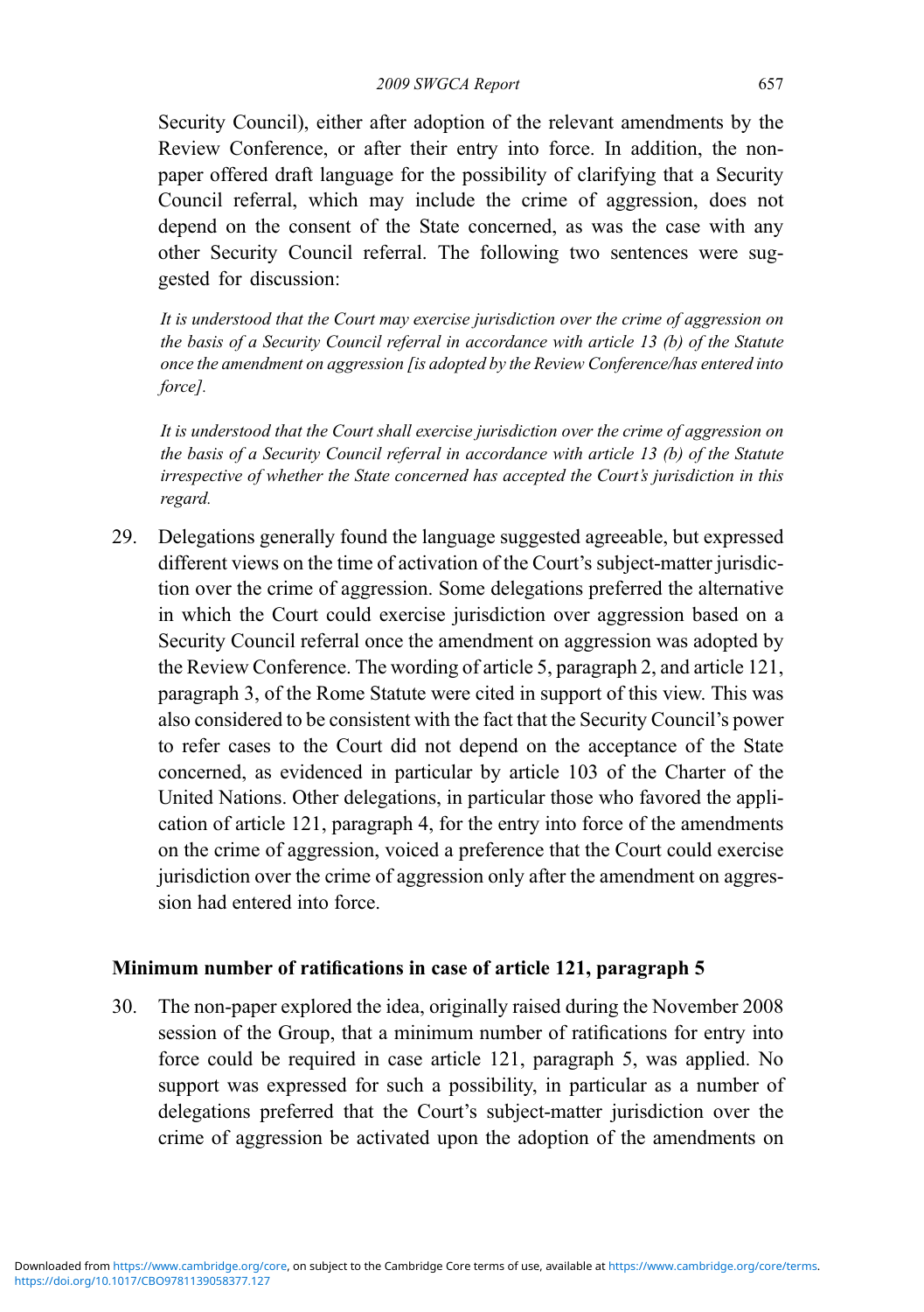Security Council), either after adoption of the relevant amendments by the Review Conference, or after their entry into force. In addition, the non-paper offered draft language for the possibility of clarifying that a Security Council referral, which may include the crime of aggression, does not depend on the consent of the State concerned, as was the case with any other Security Council referral. The following two sentences were suggested for discussion:

*It is understood that the Court may exercise jurisdiction over the crime of aggression on the basis of a Security Council referral in accordance with article 13 (b) of the Statute once the amendment on aggression [is adopted by the Review Conference/has entered into force].*

*It is understood that the Court shall exercise jurisdiction over the crime of aggression on the basis of a Security Council referral in accordance with article 13 (b) of the Statute irrespective of whether the State concerned has accepted the Court's jurisdiction in this regard.*

29. Delegations generally found the language suggested agreeable, but expressed different views on the time of activation of the Court's subject-matter jurisdiction over the crime of aggression. Some delegations preferred the alternative in which the Court could exercise jurisdiction over aggression based on a Security Council referral once the amendment on aggression was adopted by the Review Conference. The wording of article 5, paragraph 2, and article 121, paragraph 3, of the Rome Statute were cited in support of this view. This was also considered to be consistent with the fact that the Security Council's power to refer cases to the Court did not depend on the acceptance of the State concerned, as evidenced in particular by article 103 of the Charter of the United Nations. Other delegations, in particular those who favored the application of article 121, paragraph 4, for the entry into force of the amendments on the crime of aggression, voiced a preference that the Court could exercise jurisdiction over the crime of aggression only after the amendment on aggression had entered into force.

## Minimum number of ratifications in case of article 121, paragraph 5

30. The non-paper explored the idea, originally raised during the November 2008 session of the Group, that a minimum number of ratifications for entry into force could be required in case article 121, paragraph 5, was applied. No support was expressed for such a possibility, in particular as a number of delegations preferred that the Court's subject-matter jurisdiction over the crime of aggression be activated upon the adoption of the amendments on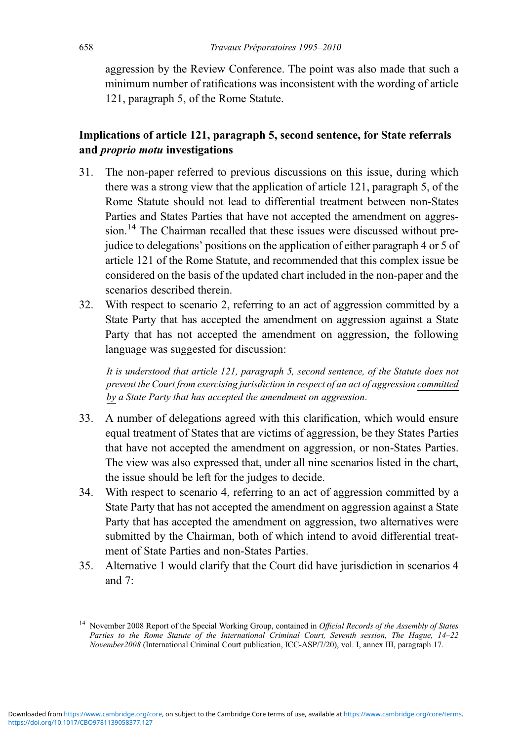aggression by the Review Conference. The point was also made that such a minimum number of ratifications was inconsistent with the wording of article 121, paragraph 5, of the Rome Statute.

### Implications of article 121, paragraph 5, second sentence, for State referrals and *proprio motu* investigations

31. The non-paper referred to previous discussions on this issue, during which there was a strong view that the application of article 121, paragraph 5, of the Rome Statute should not lead to differential treatment between non-States Parties and States Parties that have not accepted the amendment on aggression.[14] The Chairman recalled that these issues were discussed without prejudice to delegations' positions on the application of either paragraph 4 or 5 of article 121 of the Rome Statute, and recommended that this complex issue be considered on the basis of the updated chart included in the non-paper and the scenarios described therein.
32. With respect to scenario 2, referring to an act of aggression committed by a State Party that has accepted the amendment on aggression against a State Party that has not accepted the amendment on aggression, the following language was suggested for discussion:

    *It is understood that article 121, paragraph 5, second sentence, of the Statute does not prevent the Court from exercising jurisdiction in respect of an act of aggression* <u>*committed by*</u> *a State Party that has accepted the amendment on aggression.*

33. A number of delegations agreed with this clarification, which would ensure equal treatment of States that are victims of aggression, be they States Parties that have not accepted the amendment on aggression, or non-States Parties. The view was also expressed that, under all nine scenarios listed in the chart, the issue should be left for the judges to decide.
34. With respect to scenario 4, referring to an act of aggression committed by a State Party that has not accepted the amendment on aggression against a State Party that has accepted the amendment on aggression, two alternatives were submitted by the Chairman, both of which intend to avoid differential treatment of State Parties and non-States Parties.
35. Alternative 1 would clarify that the Court did have jurisdiction in scenarios 4 and 7:

[14] November 2008 Report of the Special Working Group, contained in *Official Records of the Assembly of States Parties to the Rome Statute of the International Criminal Court, Seventh session, The Hague, 14–22 November2008* (International Criminal Court publication, ICC-ASP/7/20), vol. I, annex III, paragraph 17.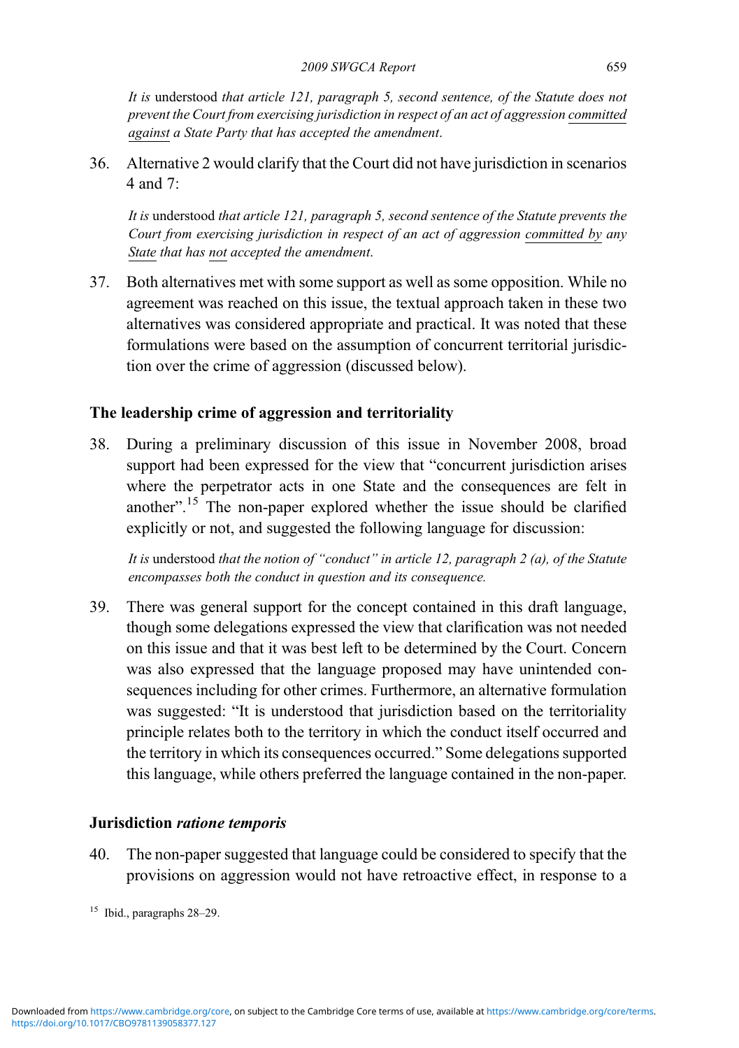*It is* understood *that article 121, paragraph 5, second sentence, of the Statute does not prevent the Court from exercising jurisdiction in respect of an act of aggression* <u>*committed against*</u> *a State Party that has accepted the amendment*.

36. Alternative 2 would clarify that the Court did not have jurisdiction in scenarios 4 and 7:

    *It is* understood *that article 121, paragraph 5, second sentence of the Statute prevents the Court from exercising jurisdiction in respect of an act of aggression* <u>*committed by*</u> *any* <u>*State*</u> *that has* <u>*not*</u> *accepted the amendment*.

37. Both alternatives met with some support as well as some opposition. While no agreement was reached on this issue, the textual approach taken in these two alternatives was considered appropriate and practical. It was noted that these formulations were based on the assumption of concurrent territorial jurisdiction over the crime of aggression (discussed below).

## The leadership crime of aggression and territoriality

38. During a preliminary discussion of this issue in November 2008, broad support had been expressed for the view that "concurrent jurisdiction arises where the perpetrator acts in one State and the consequences are felt in another".[15] The non-paper explored whether the issue should be clarified explicitly or not, and suggested the following language for discussion:

    *It is* understood *that the notion of "conduct" in article 12, paragraph 2 (a), of the Statute encompasses both the conduct in question and its consequence.*

39. There was general support for the concept contained in this draft language, though some delegations expressed the view that clarification was not needed on this issue and that it was best left to be determined by the Court. Concern was also expressed that the language proposed may have unintended consequences including for other crimes. Furthermore, an alternative formulation was suggested: "It is understood that jurisdiction based on the territoriality principle relates both to the territory in which the conduct itself occurred and the territory in which its consequences occurred." Some delegations supported this language, while others preferred the language contained in the non-paper.

## Jurisdiction *ratione temporis*

40. The non-paper suggested that language could be considered to specify that the provisions on aggression would not have retroactive effect, in response to a

[15] Ibid., paragraphs 28–29.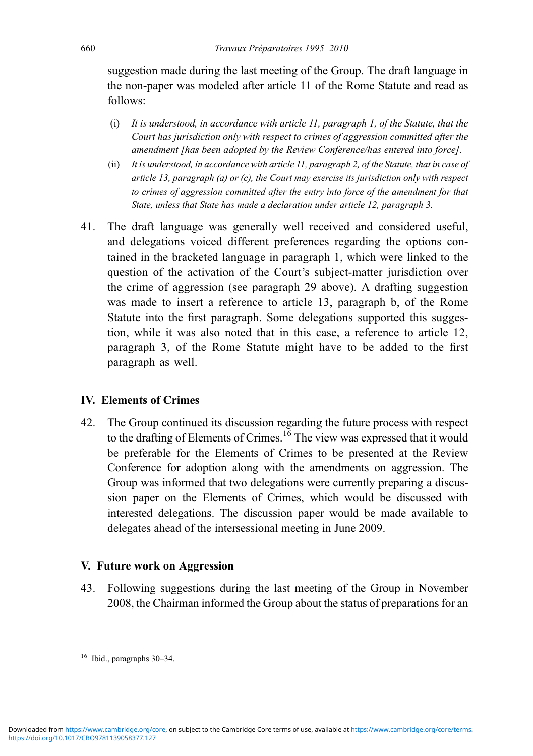suggestion made during the last meeting of the Group. The draft language in the non-paper was modeled after article 11 of the Rome Statute and read as follows:

(i) *It is understood, in accordance with article 11, paragraph 1, of the Statute, that the Court has jurisdiction only with respect to crimes of aggression committed after the amendment [has been adopted by the Review Conference/has entered into force].*

(ii) *It is understood, in accordance with article 11, paragraph 2, of the Statute, that in case of article 13, paragraph (a) or (c), the Court may exercise its jurisdiction only with respect to crimes of aggression committed after the entry into force of the amendment for that State, unless that State has made a declaration under article 12, paragraph 3.*

41. The draft language was generally well received and considered useful, and delegations voiced different preferences regarding the options contained in the bracketed language in paragraph 1, which were linked to the question of the activation of the Court's subject-matter jurisdiction over the crime of aggression (see paragraph 29 above). A drafting suggestion was made to insert a reference to article 13, paragraph b, of the Rome Statute into the first paragraph. Some delegations supported this suggestion, while it was also noted that in this case, a reference to article 12, paragraph 3, of the Rome Statute might have to be added to the first paragraph as well.

## IV. Elements of Crimes

42. The Group continued its discussion regarding the future process with respect to the drafting of Elements of Crimes.[16] The view was expressed that it would be preferable for the Elements of Crimes to be presented at the Review Conference for adoption along with the amendments on aggression. The Group was informed that two delegations were currently preparing a discussion paper on the Elements of Crimes, which would be discussed with interested delegations. The discussion paper would be made available to delegates ahead of the intersessional meeting in June 2009.

## V. Future work on Aggression

43. Following suggestions during the last meeting of the Group in November 2008, the Chairman informed the Group about the status of preparations for an

[16] Ibid., paragraphs 30–34.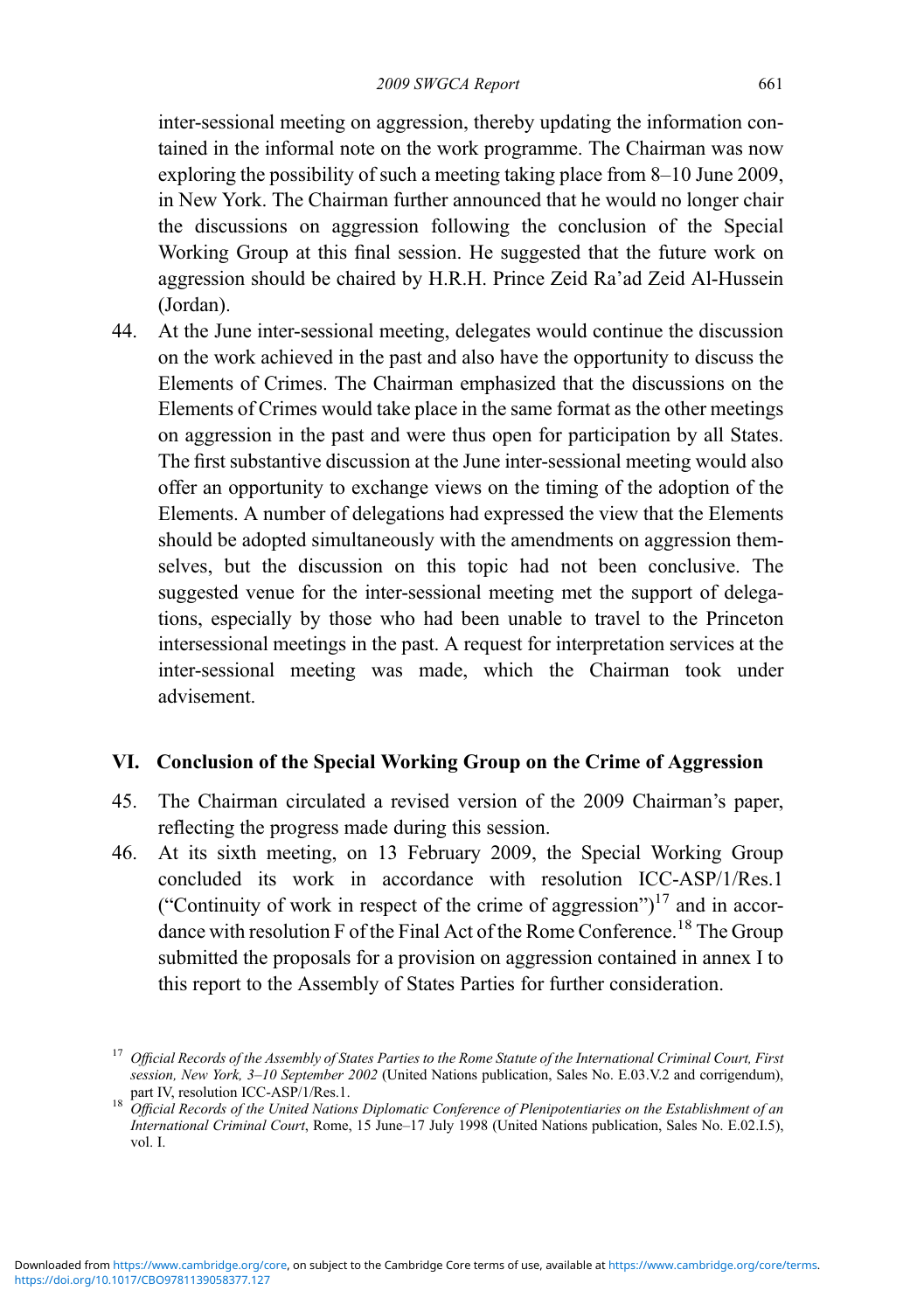inter-sessional meeting on aggression, thereby updating the information contained in the informal note on the work programme. The Chairman was now exploring the possibility of such a meeting taking place from 8–10 June 2009, in New York. The Chairman further announced that he would no longer chair the discussions on aggression following the conclusion of the Special Working Group at this final session. He suggested that the future work on aggression should be chaired by H.R.H. Prince Zeid Ra'ad Zeid Al-Hussein (Jordan).

44. At the June inter-sessional meeting, delegates would continue the discussion on the work achieved in the past and also have the opportunity to discuss the Elements of Crimes. The Chairman emphasized that the discussions on the Elements of Crimes would take place in the same format as the other meetings on aggression in the past and were thus open for participation by all States. The first substantive discussion at the June inter-sessional meeting would also offer an opportunity to exchange views on the timing of the adoption of the Elements. A number of delegations had expressed the view that the Elements should be adopted simultaneously with the amendments on aggression themselves, but the discussion on this topic had not been conclusive. The suggested venue for the inter-sessional meeting met the support of delegations, especially by those who had been unable to travel to the Princeton intersessional meetings in the past. A request for interpretation services at the inter-sessional meeting was made, which the Chairman took under advisement.

## VI. Conclusion of the Special Working Group on the Crime of Aggression

45. The Chairman circulated a revised version of the 2009 Chairman's paper, reflecting the progress made during this session.

46. At its sixth meeting, on 13 February 2009, the Special Working Group concluded its work in accordance with resolution ICC-ASP/1/Res.1 ("Continuity of work in respect of the crime of aggression")[17] and in accordance with resolution F of the Final Act of the Rome Conference.[18] The Group submitted the proposals for a provision on aggression contained in annex I to this report to the Assembly of States Parties for further consideration.

---

[17] *Official Records of the Assembly of States Parties to the Rome Statute of the International Criminal Court, First session, New York, 3–10 September 2002* (United Nations publication, Sales No. E.03.V.2 and corrigendum), part IV, resolution ICC-ASP/1/Res.1.

[18] *Official Records of the United Nations Diplomatic Conference of Plenipotentiaries on the Establishment of an International Criminal Court*, Rome, 15 June–17 July 1998 (United Nations publication, Sales No. E.02.I.5), vol. I.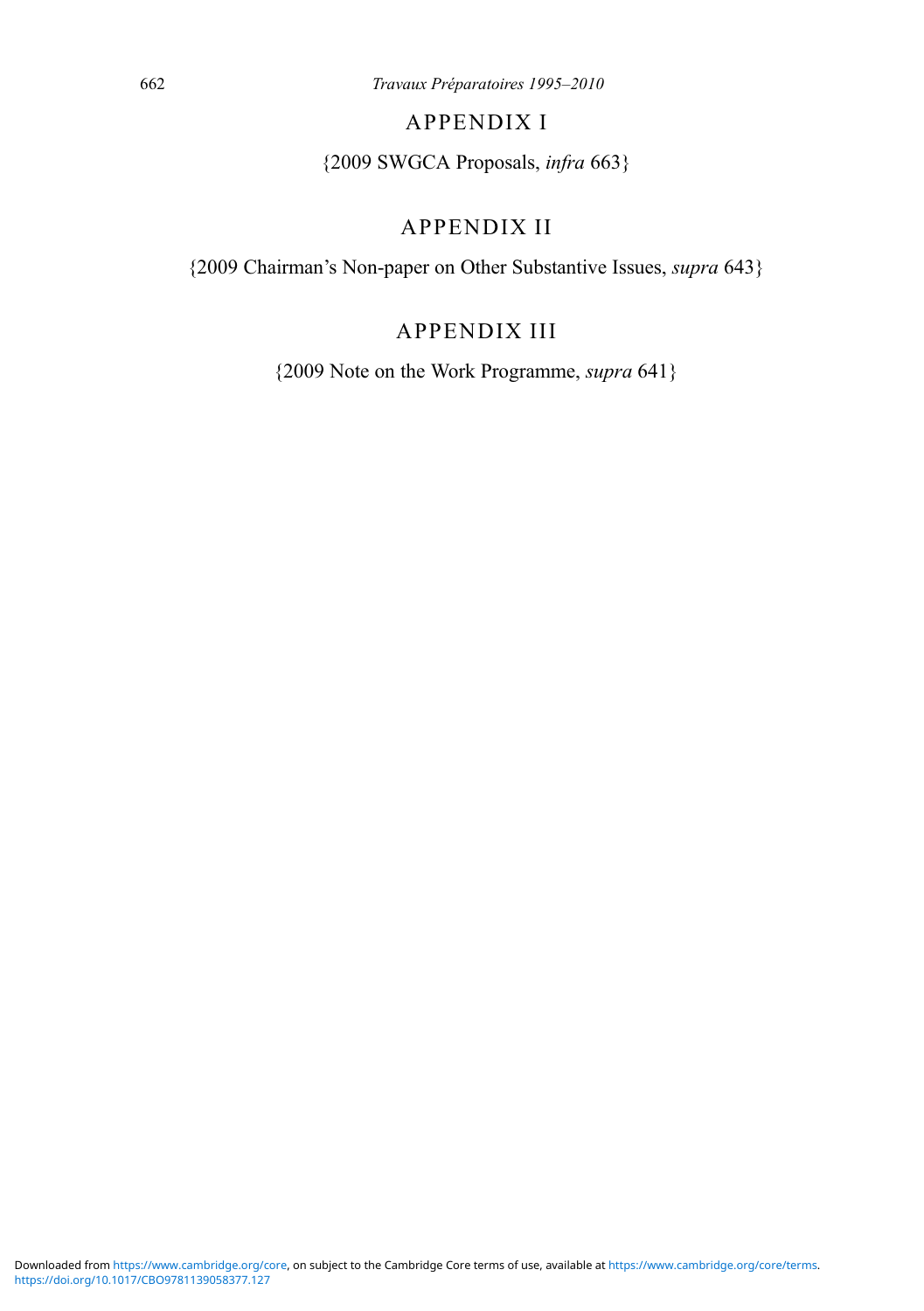# APPENDIX I

{2009 SWGCA Proposals, *infra* 663}

# APPENDIX II

{2009 Chairman's Non-paper on Other Substantive Issues, *supra* 643}

# APPENDIX III

{2009 Note on the Work Programme, *supra* 641}